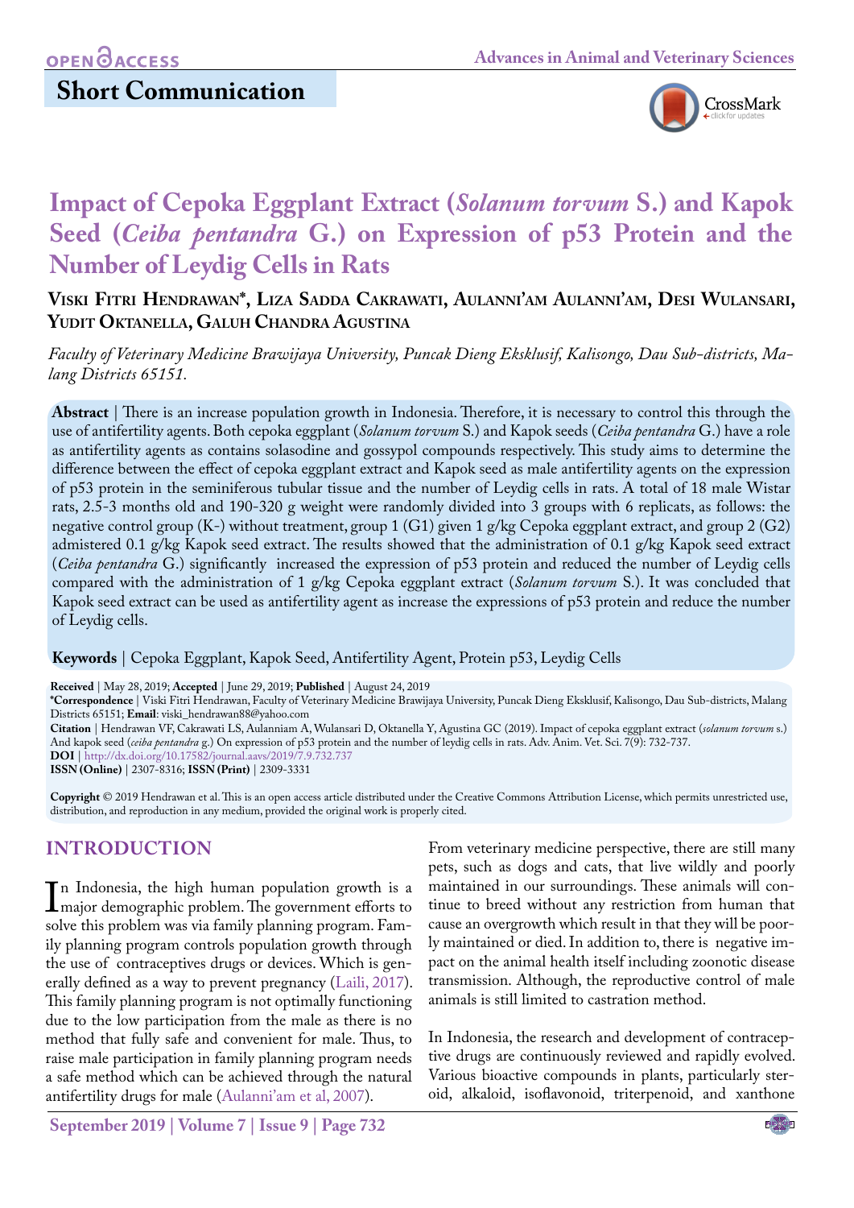## Short Communication

# Impact of Cepoka Eggplant Extract (*Solanum torvum* S.) and Kapok Seed (*Ceiba pentandra* G.) on Expression of p53 Protein and the Number of Leydig Cells in Rats

**Viski Fitri Hendrawan*, Liza Sadda Cakrawati, Aulanni'am Aulanni'am, Desi Wulansari, Yudit Oktanella, Galuh Chandra Agustina**

*Faculty of Veterinary Medicine Brawijaya University, Puncak Dieng Eksklusif, Kalisongo, Dau Sub-districts, Malang Districts 65151.*

**Abstract** | There is an increase population growth in Indonesia. Therefore, it is necessary to control this through the use of antifertility agents. Both cepoka eggplant (*Solanum torvum* S.) and Kapok seeds (*Ceiba pentandra* G.) have a role as antifertility agents as contains solasodine and gossypol compounds respectively. This study aims to determine the difference between the effect of cepoka eggplant extract and Kapok seed as male antifertility agents on the expression of p53 protein in the seminiferous tubular tissue and the number of Leydig cells in rats. A total of 18 male Wistar rats, 2.5-3 months old and 190-320 g weight were randomly divided into 3 groups with 6 replicats, as follows: the negative control group (K-) without treatment, group 1 (G1) given 1 g/kg Cepoka eggplant extract, and group 2 (G2) admistered 0.1 g/kg Kapok seed extract. The results showed that the administration of 0.1 g/kg Kapok seed extract (*Ceiba pentandra* G.) significantly increased the expression of p53 protein and reduced the number of Leydig cells compared with the administration of 1 g/kg Cepoka eggplant extract (*Solanum torvum* S.). It was concluded that Kapok seed extract can be used as antifertility agent as increase the expressions of p53 protein and reduce the number of Leydig cells.

**Keywords** | Cepoka Eggplant, Kapok Seed, Antifertility Agent, Protein p53, Leydig Cells

**Received** | May 28, 2019; **Accepted** | June 29, 2019; **Published** | August 24, 2019
**\*Correspondence** | Viski Fitri Hendrawan, Faculty of Veterinary Medicine Brawijaya University, Puncak Dieng Eksklusif, Kalisongo, Dau Sub-districts, Malang Districts 65151; **Email**: viski_hendrawan88@yahoo.com
**Citation** | Hendrawan VF, Cakrawati LS, Aulanniam A, Wulansari D, Oktanella Y, Agustina GC (2019). Impact of cepoka eggplant extract (*solanum torvum* s.) And kapok seed (*ceiba pentandra* g.) On expression of p53 protein and the number of leydig cells in rats. Adv. Anim. Vet. Sci. 7(9): 732-737.
**DOI** | http://dx.doi.org/10.17582/journal.aavs/2019/7.9.732.737
**ISSN (Online)** | 2307-8316; **ISSN (Print)** | 2309-3331

**Copyright** © 2019 Hendrawan et al. This is an open access article distributed under the Creative Commons Attribution License, which permits unrestricted use, distribution, and reproduction in any medium, provided the original work is properly cited.

## INTRODUCTION

In Indonesia, the high human population growth is a major demographic problem. The government efforts to solve this problem was via family planning program. Family planning program controls population growth through the use of contraceptives drugs or devices. Which is generally defined as a way to prevent pregnancy (Laili, 2017). This family planning program is not optimally functioning due to the low participation from the male as there is no method that fully safe and convenient for male. Thus, to raise male participation in family planning program needs a safe method which can be achieved through the natural antifertility drugs for male (Aulanni'am et al, 2007).

From veterinary medicine perspective, there are still many pets, such as dogs and cats, that live wildly and poorly maintained in our surroundings. These animals will continue to breed without any restriction from human that cause an overgrowth which result in that they will be poorly maintained or died. In addition to, there is negative impact on the animal health itself including zoonotic disease transmission. Although, the reproductive control of male animals is still limited to castration method.

In Indonesia, the research and development of contraceptive drugs are continuously reviewed and rapidly evolved. Various bioactive compounds in plants, particularly steroid, alkaloid, isoflavonoid, triterpenoid, and xanthone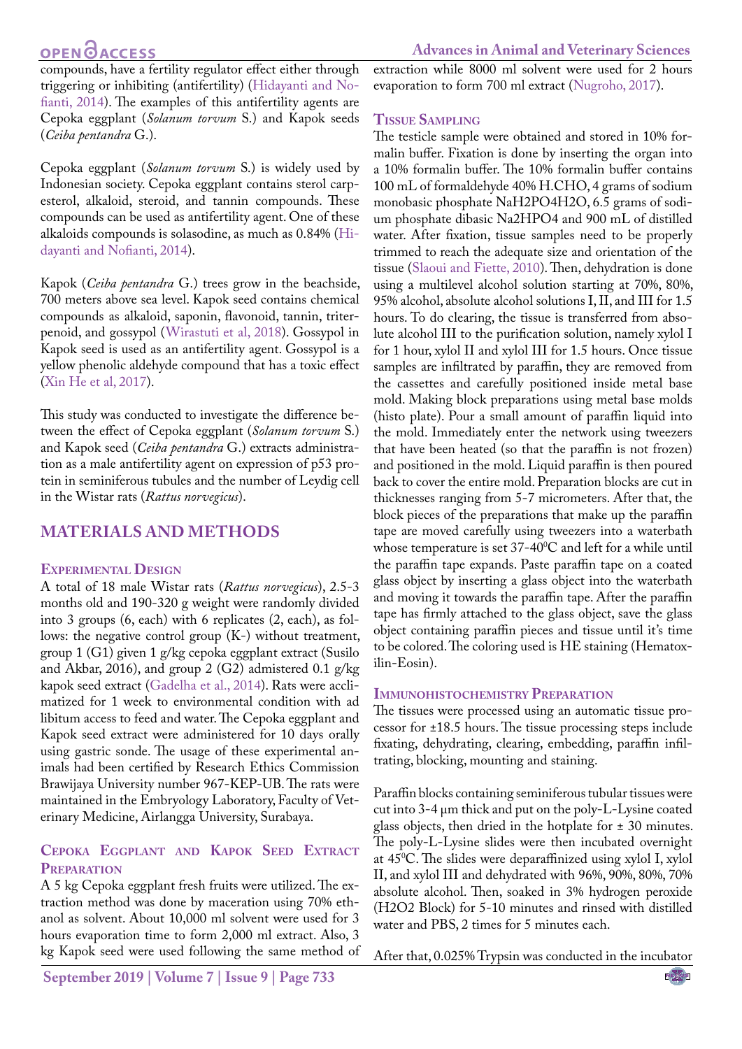compounds, have a fertility regulator effect either through triggering or inhibiting (antifertility) (Hidayanti and Nofianti, 2014). The examples of this antifertility agents are Cepoka eggplant (*Solanum torvum* S.) and Kapok seeds (*Ceiba pentandra* G.).

Cepoka eggplant (*Solanum torvum* S.) is widely used by Indonesian society. Cepoka eggplant contains sterol carpesterol, alkaloid, steroid, and tannin compounds. These compounds can be used as antifertility agent. One of these alkaloids compounds is solasodine, as much as 0.84% (Hidayanti and Nofianti, 2014).

Kapok (*Ceiba pentandra* G.) trees grow in the beachside, 700 meters above sea level. Kapok seed contains chemical compounds as alkaloid, saponin, flavonoid, tannin, triterpenoid, and gossypol (Wirastuti et al, 2018). Gossypol in Kapok seed is used as an antifertility agent. Gossypol is a yellow phenolic aldehyde compound that has a toxic effect (Xin He et al, 2017).

This study was conducted to investigate the difference between the effect of Cepoka eggplant (*Solanum torvum* S.) and Kapok seed (*Ceiba pentandra* G.) extracts administration as a male antifertility agent on expression of p53 protein in seminiferous tubules and the number of Leydig cell in the Wistar rats (*Rattus norvegicus*).

## MATERIALS AND METHODS

### Experimental Design

A total of 18 male Wistar rats (*Rattus norvegicus*), 2.5-3 months old and 190-320 g weight were randomly divided into 3 groups (6, each) with 6 replicates (2, each), as follows: the negative control group (K-) without treatment, group 1 (G1) given 1 g/kg cepoka eggplant extract (Susilo and Akbar, 2016), and group 2 (G2) admistered 0.1 g/kg kapok seed extract (Gadelha et al., 2014). Rats were acclimatized for 1 week to environmental condition with ad libitum access to feed and water. The Cepoka eggplant and Kapok seed extract were administered for 10 days orally using gastric sonde. The usage of these experimental animals had been certified by Research Ethics Commission Brawijaya University number 967-KEP-UB. The rats were maintained in the Embryology Laboratory, Faculty of Veterinary Medicine, Airlangga University, Surabaya.

### Cepoka Eggplant and Kapok Seed Extract Preparation

A 5 kg Cepoka eggplant fresh fruits were utilized. The extraction method was done by maceration using 70% ethanol as solvent. About 10,000 ml solvent were used for 3 hours evaporation time to form 2,000 ml extract. Also, 3 kg Kapok seed were used following the same method of extraction while 8000 ml solvent were used for 2 hours evaporation to form 700 ml extract (Nugroho, 2017).

### Tissue Sampling

The testicle sample were obtained and stored in 10% formalin buffer. Fixation is done by inserting the organ into a 10% formalin buffer. The 10% formalin buffer contains 100 mL of formaldehyde 40% H.CHO, 4 grams of sodium monobasic phosphate $NaH_2PO_4H_2O$, 6.5 grams of sodium phosphate dibasic $Na_2HPO_4$ and 900 mL of distilled water. After fixation, tissue samples need to be properly trimmed to reach the adequate size and orientation of the tissue (Slaoui and Fiette, 2010). Then, dehydration is done using a multilevel alcohol solution starting at 70%, 80%, 95% alcohol, absolute alcohol solutions I, II, and III for 1.5 hours. To do clearing, the tissue is transferred from absolute alcohol III to the purification solution, namely xylol I for 1 hour, xylol II and xylol III for 1.5 hours. Once tissue samples are infiltrated by paraffin, they are removed from the cassettes and carefully positioned inside metal base mold. Making block preparations using metal base molds (histo plate). Pour a small amount of paraffin liquid into the mold. Immediately enter the network using tweezers that have been heated (so that the paraffin is not frozen) and positioned in the mold. Liquid paraffin is then poured back to cover the entire mold. Preparation blocks are cut in thicknesses ranging from 5-7 micrometers. After that, the block pieces of the preparations that make up the paraffin tape are moved carefully using tweezers into a waterbath whose temperature is set 37-40$^{0}$C and left for a while until the paraffin tape expands. Paste paraffin tape on a coated glass object by inserting a glass object into the waterbath and moving it towards the paraffin tape. After the paraffin tape has firmly attached to the glass object, save the glass object containing paraffin pieces and tissue until it's time to be colored. The coloring used is HE staining (Hematoxiilin-Eosin).

### Immunohistochemistry Preparation

The tissues were processed using an automatic tissue processor for ±18.5 hours. The tissue processing steps include fixating, dehydrating, clearing, embedding, paraffin infiltrating, blocking, mounting and staining.

Paraffin blocks containing seminiferous tubular tissues were cut into 3-4 μm thick and put on the poly-L-Lysine coated glass objects, then dried in the hotplate for ± 30 minutes. The poly-L-Lysine slides were then incubated overnight at 45$^{0}$C. The slides were deparaffinized using xylol I, xylol II, and xylol III and dehydrated with 96%, 90%, 80%, 70% absolute alcohol. Then, soaked in 3% hydrogen peroxide ($H_2O_2$ Block) for 5-10 minutes and rinsed with distilled water and PBS, 2 times for 5 minutes each.

After that, 0.025% Trypsin was conducted in the incubator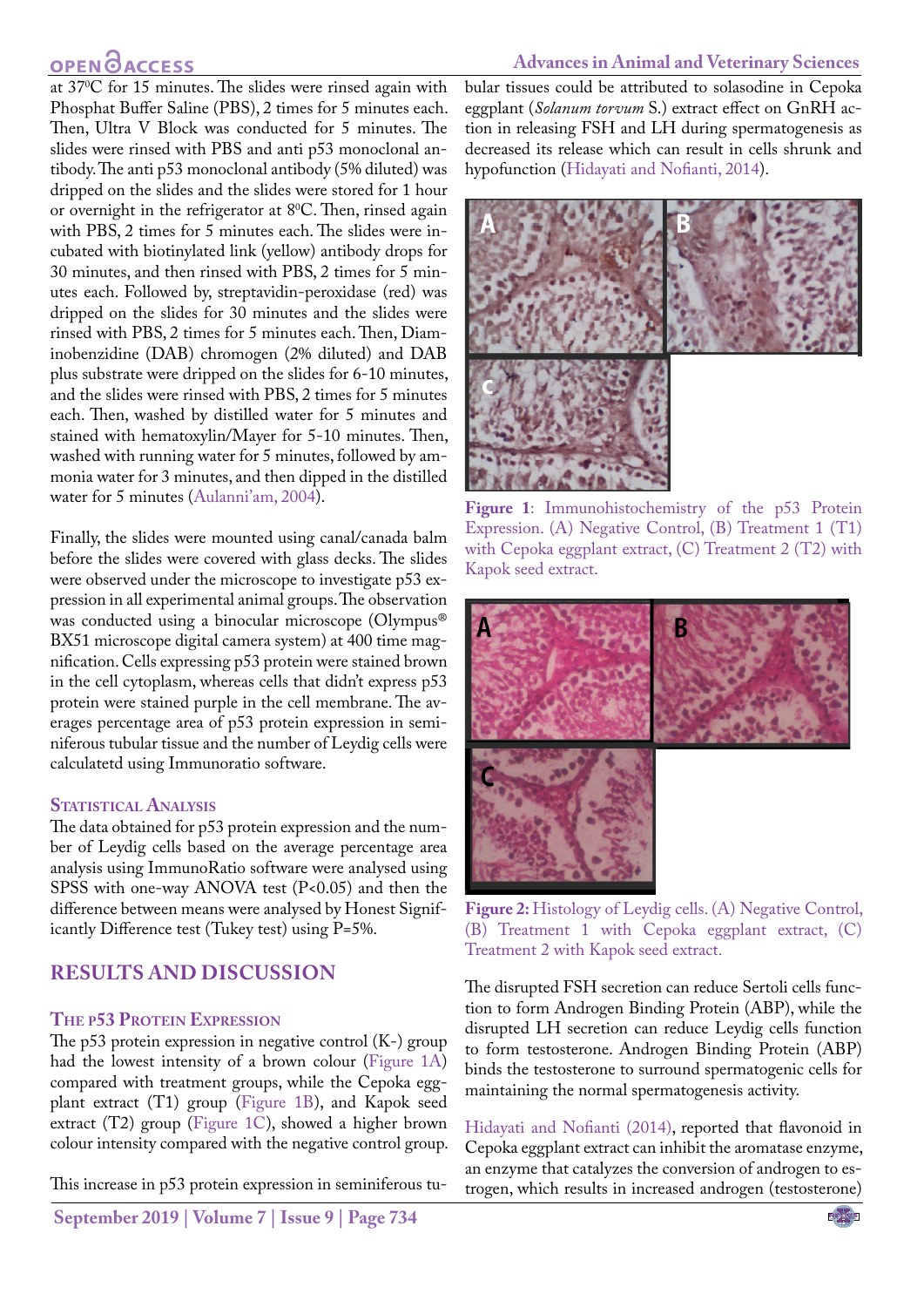at 37⁰C for 15 minutes. The slides were rinsed again with Phosphat Buffer Saline (PBS), 2 times for 5 minutes each. Then, Ultra V Block was conducted for 5 minutes. The slides were rinsed with PBS and anti p53 monoclonal antibody. The anti p53 monoclonal antibody (5% diluted) was dripped on the slides and the slides were stored for 1 hour or overnight in the refrigerator at 8⁰C. Then, rinsed again with PBS, 2 times for 5 minutes each. The slides were incubated with biotinylated link (yellow) antibody drops for 30 minutes, and then rinsed with PBS, 2 times for 5 minutes each. Followed by, streptavidin-peroxidase (red) was dripped on the slides for 30 minutes and the slides were rinsed with PBS, 2 times for 5 minutes each. Then, Diaminobenzidine (DAB) chromogen (2% diluted) and DAB plus substrate were dripped on the slides for 6-10 minutes, and the slides were rinsed with PBS, 2 times for 5 minutes each. Then, washed by distilled water for 5 minutes and stained with hematoxylin/Mayer for 5-10 minutes. Then, washed with running water for 5 minutes, followed by ammonia water for 3 minutes, and then dipped in the distilled water for 5 minutes (Aulanni'am, 2004).

Finally, the slides were mounted using canal/canada balm before the slides were covered with glass decks. The slides were observed under the microscope to investigate p53 expression in all experimental animal groups. The observation was conducted using a binocular microscope (Olympus® BX51 microscope digital camera system) at 400 time magnification. Cells expressing p53 protein were stained brown in the cell cytoplasm, whereas cells that didn't express p53 protein were stained purple in the cell membrane. The averages percentage area of p53 protein expression in seminiferous tubular tissue and the number of Leydig cells were calculatetd using Immunoratio software.

### Statistical Analysis

The data obtained for p53 protein expression and the number of Leydig cells based on the average percentage area analysis using ImmunoRatio software were analysed using SPSS with one-way ANOVA test ($P<0.05$) and then the difference between means were analysed by Honest Significantly Difference test (Tukey test) using $P=5\%$.

## RESULTS AND DISCUSSION

### The p53 Protein Expression

The p53 protein expression in negative control (K-) group had the lowest intensity of a brown colour (Figure 1A) compared with treatment groups, while the Cepoka eggplant extract (T1) group (Figure 1B), and Kapok seed extract (T2) group (Figure 1C), showed a higher brown colour intensity compared with the negative control group.

This increase in p53 protein expression in seminiferous tubular tissues could be attributed to solasodine in Cepoka eggplant (*Solanum torvum* S.) extract effect on GnRH action in releasing FSH and LH during spermatogenesis as decreased its release which can result in cells shrunk and hypofunction (Hidayati and Nofianti, 2014).

**Figure 1**: Immunohistochemistry of the p53 Protein Expression. (A) Negative Control, (B) Treatment 1 (T1) with Cepoka eggplant extract, (C) Treatment 2 (T2) with Kapok seed extract.

**Figure 2:** Histology of Leydig cells. (A) Negative Control, (B) Treatment 1 with Cepoka eggplant extract, (C) Treatment 2 with Kapok seed extract.

The disrupted FSH secretion can reduce Sertoli cells function to form Androgen Binding Protein (ABP), while the disrupted LH secretion can reduce Leydig cells function to form testosterone. Androgen Binding Protein (ABP) binds the testosterone to surround spermatogenic cells for maintaining the normal spermatogenesis activity.

Hidayati and Nofianti (2014), reported that flavonoid in Cepoka eggplant extract can inhibit the aromatase enzyme, an enzyme that catalyzes the conversion of androgen to estrogen, which results in increased androgen (testosterone)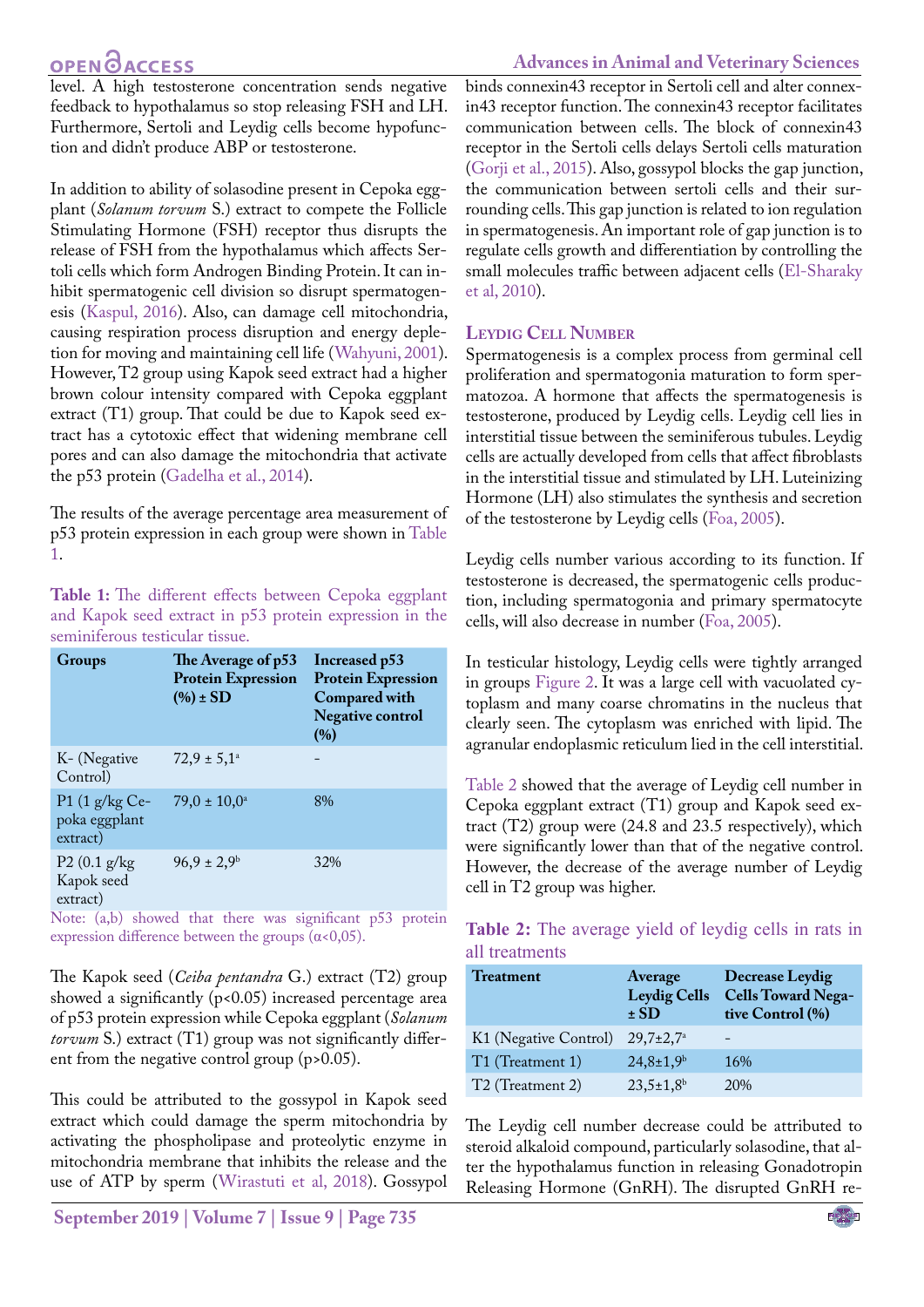level. A high testosterone concentration sends negative feedback to hypothalamus so stop releasing FSH and LH. Furthermore, Sertoli and Leydig cells become hypofunction and didn't produce ABP or testosterone.

In addition to ability of solasodine present in Cepoka eggplant (*Solanum torvum* S.) extract to compete the Follicle Stimulating Hormone (FSH) receptor thus disrupts the release of FSH from the hypothalamus which affects Sertoli cells which form Androgen Binding Protein. It can inhibit spermatogenic cell division so disrupt spermatogenesis (Kaspul, 2016). Also, can damage cell mitochondria, causing respiration process disruption and energy depletion for moving and maintaining cell life (Wahyuni, 2001). However, T2 group using Kapok seed extract had a higher brown colour nucleus intensity compared with Cepoka eggplant extract (T1) group. That could be due to Kapok seed extract has a cytotoxic effect that widening membrane cell pores and can also damage the mitochondria that activate the p53 protein (Gadelha et al., 2014).

The results of the average percentage area measurement of p53 protein expression in each group were shown in Table 1.

**Table 1:** The different effects between Cepoka eggplant and Kapok seed extract in p53 protein expression in the seminiferous testicular tissue.

| Groups | The Average of p53 Protein Expression (%) ± SD | Increased p53 Protein Expression Compared with Negative control (%) |
|---|---|---|
| K- (Negative Control) | 72,9 ± 5,1[a] | - |
| P1 (1 g/kg Cepoka eggplant extract) | 79,0 ± 10,0[a] | 8% |
| P2 (0.1 g/kg Kapok seed extract) | 96,9 ± 2,9[b] | 32% |

Note: (a,b) showed that there was significant p53 protein expression difference between the groups (α<0,05).

The Kapok seed (*Ceiba pentandra* G.) extract (T2) group showed a significantly ($p<0.05$) increased percentage area of p53 protein expression while Cepoka eggplant (*Solanum torvum* S.) extract (T1) group was not significantly different from the negative control group ($p>0.05$).

This could be attributed to the gossypol in Kapok seed extract which could damage the sperm mitochondria by activating the phospholipase and proteolytic enzyme in mitochondria membrane that inhibits the release and the use of ATP by sperm (Wirastuti et al, 2018). Gossypol binds connexin43 receptor in Sertoli cell and alter connexin43 receptor function. The connexin43 receptor facilitates communication between cells. The block of connexin43 receptor in the Sertoli cells delays Sertoli cells maturation (Gorji et al., 2015). Also, gossypol blocks the gap junction, the communication between sertoli cells and their surrounding cells. This gap junction is related to ion regulation in spermatogenesis. An important role of gap junction is to regulate cells growth and differentiation by controlling the small molecules traffic between adjacent cells (El-Sharaky et al, 2010).

## Leydig Cell Number

Spermatogenesis is a complex process from germinal cell proliferation and spermatogonia maturation to form spermatozoa. A hormone that affects the spermatogenesis is testosterone, produced by Leydig cells. Leydig cell lies in interstitial tissue between the seminiferous tubules. Leydig cells are actually developed from cells that affect fibroblasts in the interstitial tissue and stimulated by LH. Luteinizing Hormone (LH) also stimulates the synthesis and secretion of the testosterone by Leydig cells (Foa, 2005).

Leydig cells number various according to its function. If testosterone is decreased, the spermatogenic cells production, including spermatogonia and primary spermatocyte cells, will also decrease in number (Foa, 2005).

In testicular histology, Leydig cells were tightly arranged in groups Figure 2. It was a large cell with vacuolated cytoplasm and many coarse chromatins in the nucleus that clearly seen. The cytoplasm was enriched with lipid. The agranular endoplasmic reticulum lied in the cell interstitial.

Table 2 showed that the average of Leydig cell number in Cepoka eggplant extract (T1) group and Kapok seed extract (T2) group were (24.8 and 23.5 respectively), which were significantly lower than that of the negative control. However, the decrease of the average number of Leydig cell in T2 group was higher.

**Table 2:** The average yield of leydig cells in rats in all treatments

| Treatment | Average Leydig Cells ± SD | Decrease Leydig Cells Toward Negative Control (%) |
|---|---|---|
| K1 (Negative Control) | 29,7±2,7[a] | - |
| T1 (Treatment 1) | 24,8±1,9[b] | 16% |
| T2 (Treatment 2) | 23,5±1,8[b] | 20% |

The Leydig cell number decrease could be attributed to steroid alkaloid compound, particularly solasodine, that alter the hypothalamus function in releasing Gonadotropin Releasing Hormone (GnRH). The disrupted GnRH re-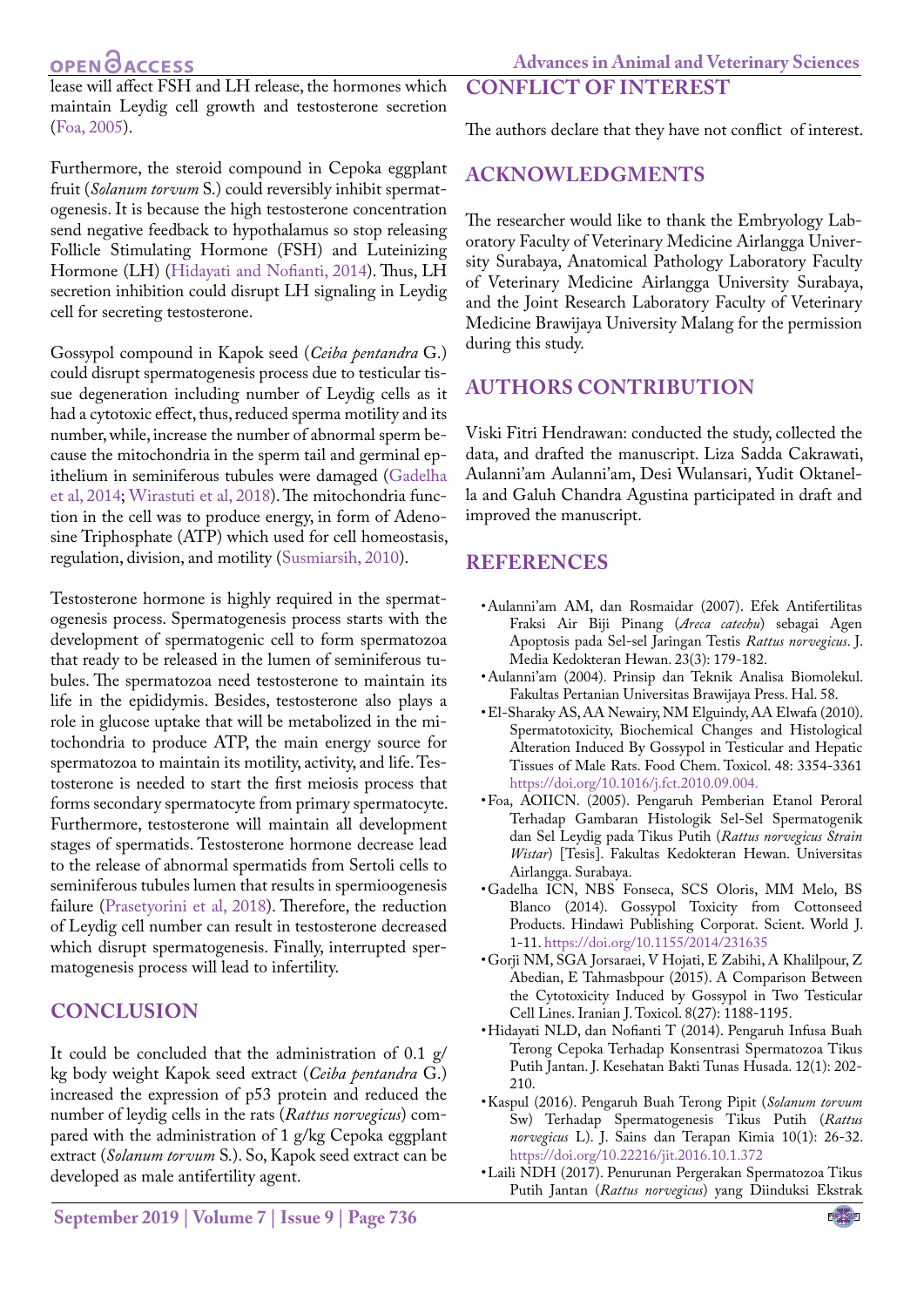lease will affect FSH and LH release, the hormones which maintain Leydig cell growth and testosterone secretion (Foa, 2005).

Furthermore, the steroid compound in Cepoka eggplant fruit (*Solanum torvum* S.) could reversibly inhibit spermatogenesis. It is because the high testosterone concentration send negative feedback to hypothalamus so stop releasing Follicle Stimulating Hormone (FSH) and Luteinizing Hormone (LH) (Hidayati and Nofianti, 2014). Thus, LH secretion inhibition could disrupt LH signaling in Leydig cell for secreting testosterone.

Gossypol compound in Kapok seed (*Ceiba pentandra* G.) could disrupt spermatogenesis process due to testicular tissue degeneration including number of Leydig cells as it had a cytotoxic effect, thus, reduced sperma motility and its number, while, increase the number of abnormal sperm because the mitochondria in the sperm tail and germinal epithelium in seminiferous tubules were damaged (Gadelha et al, 2014; Wirastuti et al, 2018). The mitochondria function in the cell was to produce energy, in form of Adenosine Triphosphate (ATP) which used for cell homeostasis, regulation, division, and motility (Susmiarsih, 2010).

Testosterone hormone is highly required in the spermatogenesis process. Spermatogenesis process starts with the development of spermatogenic cell to form spermatozoa that ready to be released in the lumen of seminiferous tubules. The spermatozoa need testosterone to maintain its life in the epididymis. Besides, testosterone also plays a role in glucose uptake that will be metabolized in the mitochondria to produce ATP, the main energy source for spermatozoa to maintain its motility, activity, and life. Testosterone is needed to start the first meiosis process that forms secondary spermatocyte from primary spermatocyte. Furthermore, testosterone will maintain all development stages of spermatids. Testosterone hormone decrease lead to the release of abnormal spermatids from Sertoli cells to seminiferous tubules lumen that results in spermioogenesis failure (Prasetyorini et al, 2018). Therefore, the reduction of Leydig cell number can result in testosterone decreased which disrupt spermatogenesis. Finally, interrupted spermatogenesis process will lead to infertility.

## CONCLUSION

It could be concluded that the administration of 0.1 g/kg body weight Kapok seed extract (*Ceiba pentandra* G.) increased the expression of p53 protein and reduced the number of leydig cells in the rats (*Rattus norvegicus*) compared with the administration of 1 g/kg Cepoka eggplant extract (*Solanum torvum* S.). So, Kapok seed extract can be developed as male antifertility agent.

## CONFLICT OF INTEREST

The authors declare that they have not conflict of interest.

## ACKNOWLEDGMENTS

The researcher would like to thank the Embryology Laboratory Faculty of Veterinary Medicine Airlangga University Surabaya, Anatomical Pathology Laboratory Faculty of Veterinary Medicine Airlangga University Surabaya, and the Joint Research Laboratory Faculty of Veterinary Medicine Brawijaya University Malang for the permission during this study.

## AUTHORS CONTRIBUTION

Viski Fitri Hendrawan: conducted the study, collected the data, and drafted the manuscript. Liza Sadda Cakrawati, Aulanni'am Aulanni'am, Desi Wulansari, Yudit Oktanella and Galuh Chandra Agustina participated in draft and improved the manuscript.

## REFERENCES

- Aulanni'am AM, dan Rosmaidar (2007). Efek Antifertilitas Fraksi Air Biji Pinang (*Areca catechu*) sebagai Agen Apoptosis pada Sel-sel Jaringan Testis *Rattus norvegicus*. J. Media Kedokteran Hewan. 23(3): 179-182.
- Aulanni'am (2004). Prinsip dan Teknik Analisa Biomolekul. Fakultas Pertanian Universitas Brawijaya Press. Hal. 58.
- El-Sharaky AS, AA Newairy, NM Elguindy, AA Elwafa (2010). Spermatotoxicity, Biochemical Changes and Histological Alteration Induced By Gossypol in Testicular and Hepatic Tissues of Male Rats. Food Chem. Toxicol. 48: 3354-3361 https://doi.org/10.1016/j.fct.2010.09.004.
- Foa, AOIICN. (2005). Pengaruh Pemberian Etanol Peroral Terhadap Gambaran Histologik Sel-Sel Spermatogenik dan Sel Leydig pada Tikus Putih (*Rattus norvegicus Strain Wistar*) [Tesis]. Fakultas Kedokteran Hewan. Universitas Airlangga. Surabaya.
- Gadelha ICN, NBS Fonseca, SCS Oloris, MM Melo, BS Blanco (2014). Gossypol Toxicity from Cottonseed Products. Hindawi Publishing Corporat. Scient. World J. 1-11. https://doi.org/10.1155/2014/231635
- Gorji NM, SGA Jorsaraei, V Hojati, E Zabihi, A Khalilpour, Z Abedian, E Tahmasbpour (2015). A Comparison Between the Cytotoxicity Induced by Gossypol in Two Testicular Cell Lines. Iranian J. Toxicol. 8(27): 1188-1195.
- Hidayati NLD, dan Nofianti T (2014). Pengaruh Infusa Buah Terong Cepoka Terhadap Konsentrasi Spermatozoa Tikus Putih Jantan. J. Kesehatan Bakti Tunas Husada. 12(1): 202-210.
- Kaspul (2016). Pengaruh Buah Terong Pipit (*Solanum torvum* Sw) Terhadap Spermatogenesis Tikus Putih (*Rattus norvegicus* L). J. Sains dan Terapan Kimia 10(1): 26-32. https://doi.org/10.22216/jit.2016.10.1.372
- Laili NDH (2017). Penurunan Pergerakan Spermatozoa Tikus Putih Jantan (*Rattus norvegicus*) yang Diinduksi Ekstrak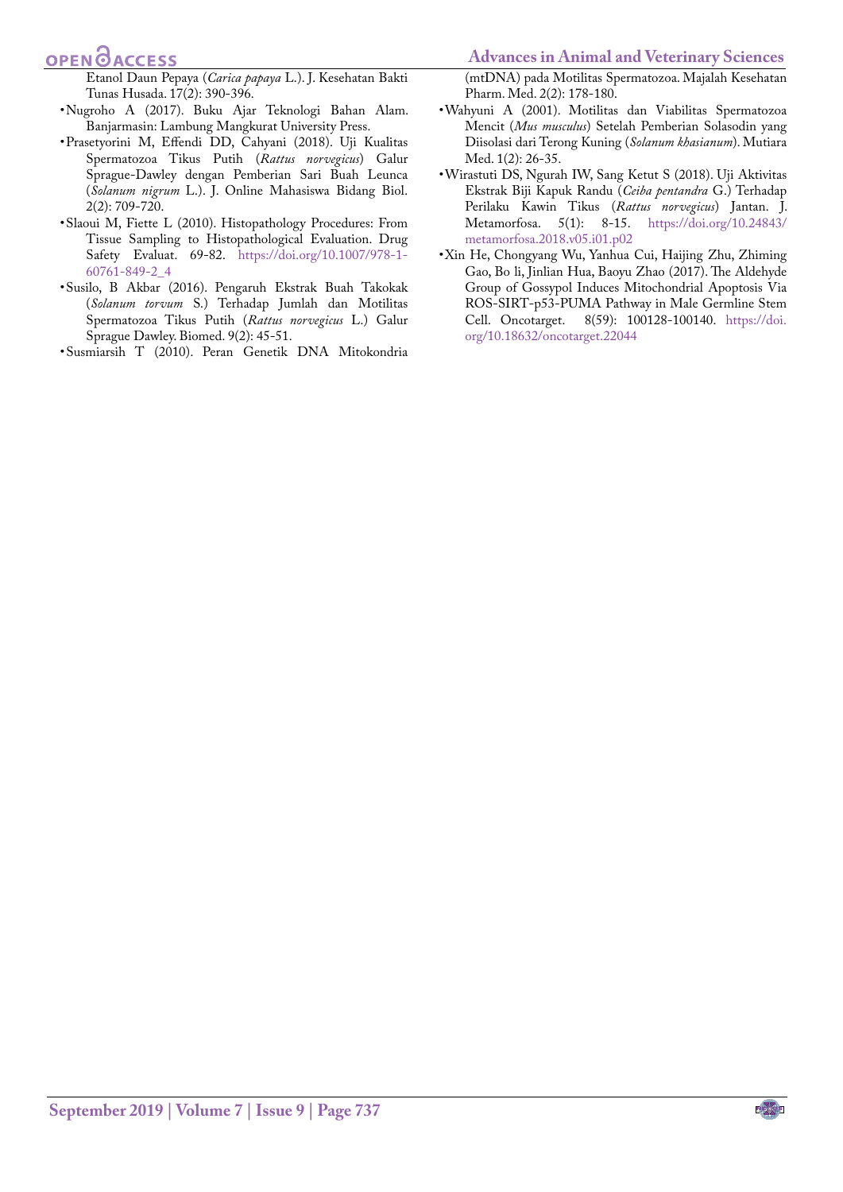Etanol Daun Pepaya (*Carica papaya* L.). J. Kesehatan Bakti Tunas Husada. 17(2): 390-396.

- Nugroho A (2017). Buku Ajar Teknologi Bahan Alam. Banjarmasin: Lambung Mangkurat University Press.
- Prasetyorini M, Effendi DD, Cahyani (2018). Uji Kualitas Spermatozoa Tikus Putih (*Rattus norvegicus*) Galur Sprague-Dawley dengan Pemberian Sari Buah Leunca (*Solanum nigrum* L.). J. Online Mahasiswa Bidang Biol. 2(2): 709-720.
- Slaoui M, Fiette L (2010). Histopathology Procedures: From Tissue Sampling to Histopathological Evaluation. Drug Safety Evaluat. 69-82. https://doi.org/10.1007/978-1-60761-849-2_4
- Susilo, B Akbar (2016). Pengaruh Ekstrak Buah Takokak (*Solanum torvum* S.) Terhadap Jumlah dan Motilitas Spermatozoa Tikus Putih (*Rattus norvegicus* L.) Galur Sprague Dawley. Biomed. 9(2): 45-51.
- Susmiarsih T (2010). Peran Genetik DNA Mitokondria (mtDNA) pada Motilitas Spermatozoa. Majalah Kesehatan Pharm. Med. 2(2): 178-180.
- Wahyuni A (2001). Motilitas dan Viabilitas Spermatozoa Mencit (*Mus musculus*) Setelah Pemberian Solasodin yang Diisolasi dari Terong Kuning (*Solanum khasianum*). Mutiara Med. 1(2): 26-35.
- Wirastuti DS, Ngurah IW, Sang Ketut S (2018). Uji Aktivitas Ekstrak Biji Kapuk Randu (*Ceiba pentandra* G.) Terhadap Perilaku Kawin Tikus (*Rattus norvegicus*) Jantan. J. Metamorfosa. 5(1): 8-15. https://doi.org/10.24843/metamorfosa.2018.v05.i01.p02
- Xin He, Chongyang Wu, Yanhua Cui, Haijing Zhu, Zhiming Gao, Bo li, Jinlian Hua, Baoyu Zhao (2017). The Aldehyde Group of Gossypol Induces Mitochondrial Apoptosis Via ROS-SIRT-p53-PUMA Pathway in Male Germline Stem Cell. Oncotarget. 8(59): 100128-100140. https://doi.org/10.18632/oncotarget.22044